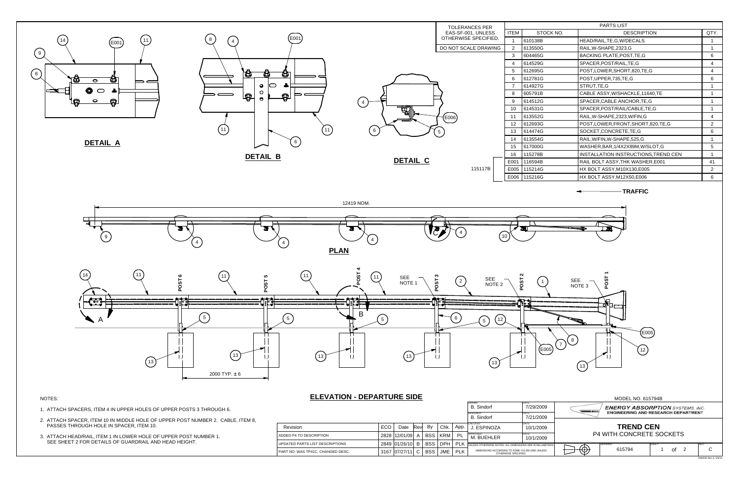TOLERANCES PER EAS-SF-001, UNLESS OTHERWISE SPECIFIED.

DO NOT SCALE DRAWING

PARTS LIST

| ITEM | STOCK NO. | DESCRIPTION | QTY. |
|---|---|---|---|
| 1 | 610138B | HEAD/RAIL,TE,G,W/DECALS | 1 |
| 2 | 613550G | RAIL,W-SHAPE,2323,G | 1 |
| 3 | 604465G | BACKING PLATE,POST,TE,G | 6 |
| 4 | 614529G | SPACER,POST/RAIL,TE,G | 4 |
| 5 | 612695G | POST,LOWER,SHORT,820,TE,G | 4 |
| 6 | 612781G | POST,UPPER,735,TE,G | 6 |
| 7 | 614927G | STRUT,TE,G | 1 |
| 8 | 605791B | CABLE ASSY,W/SHACKLE,11640,TE | 1 |
| 9 | 614512G | SPACER,CABLE ANCHOR,TE,G | 1 |
| 10 | 614531G | SPACER,POST/RAIL/CABLE,TE,G | 1 |
| 11 | 613552G | RAIL,W-SHAPE,2323,W/FIN,G | 4 |
| 12 | 612693G | POST,LOWER,FRONT,SHORT,820,TE,G | 2 |
| 13 | 614474G | SOCKET,CONCRETE,TE,G | 6 |
| 14 | 613554G | RAIL,W/FIN,W-SHAPE,525,G | 1 |
| 15 | 617000G | WASHER,BAR,1/4X2X89M,W/SLOT,G | 5 |
| 16 | 115278B | INSTALLATION INSTRUCTIONS,TREND CEN | 1 |
| E001 | 116594B | RAIL BOLT ASSY,THK WASHER,E001 | 41 |
| E005 | 115214G | HX BOLT ASSY,M10X130,E005 | 2 |
| E006 | 115216G | HX BOLT ASSY,M12X50,E006 | 6 |

115117B

TRAFFIC

DETAIL A

DETAIL B

DETAIL C

12419 NOM.

PLAN

POST 6, POST 5, POST 4, POST 3, POST 2, POST 1

SEE NOTE 1 — SEE NOTE 2 — SEE NOTE 3

2000 TYP. ± 6

ELEVATION - DEPARTURE SIDE

NOTES:

1. ATTACH SPACERS, ITEM 4 IN UPPER HOLES OF UPPER POSTS 3 THROUGH 6.
2. ATTACH SPACER, ITEM 10 IN MIDDLE HOLE OF UPPER POST NUMBER 2. CABLE, ITEM 8, PASSES THROUGH HOLE IN SPACER, ITEM 10.
3. ATTACH HEAD/RAIL, ITEM 1 IN LOWER HOLE OF UPPER POST NUMBER 1. SEE SHEET 2 FOR DETAILS OF GUARDRAIL AND HEAD HEIGHT.

| Revision | ECO | Date | Rev | By | Chk. | App. |
|---|---|---|---|---|---|---|
| ADDED P4 TO DESCRIPTION | 2828 | 12/01/09 | A | BSS | KRM | PL |
| UPDATED PARTS LIST DESCRIPTIONS | 2849 | 01/26/10 | B | BSS | DPH | PLK |
| PART NO. WAS TP41C, CHANGED DESC. | 3167 | 07/27/11 | C | BSS | JME | PLK |

| | | Date |
|---|---|---|
| DRAWN | B. Sindorf | 7/29/2009 |
| DESIGNED | B. Sindorf | 7/21/2009 |
| CHECKED | J. ESPINOZA | 10/1/2009 |
| APPROVED | M. BUEHLER | 10/1/2009 |

UNLESS OTHERWISE NOTED, ALL DIMENSIONS ARE IN MILLIMETERS

DIMENSIONS ACCORDING TO ASME Y14.5M-1994 UNLESS OTHERWISE SPECIFIED.

MODEL NO. 615794B

**ENERGY ABSORPTION** SYSTEMS, INC.
ENGINEERING AND RESEARCH DEPARTMENT

**TREND CEN**
P4 WITH CONCRETE SOCKETS

DRAWING: 615794 — SHEET: 1 of 2 — REV: C

FM0036 Rev A, 5/5/11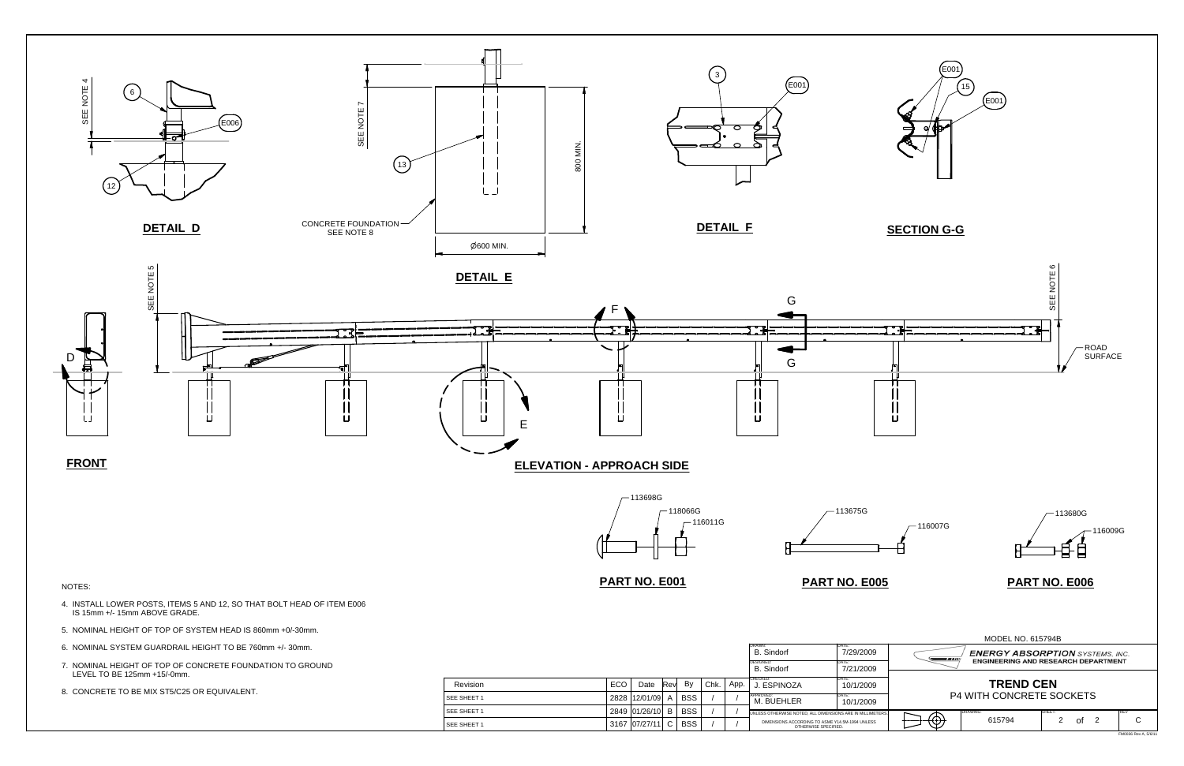**DETAIL D**

SEE NOTE 4

6

E006

12

SEE NOTE 7

13

800 MIN.

CONCRETE FOUNDATION
SEE NOTE 8

Ø600 MIN.

**DETAIL E**

3

E001

**DETAIL F**

E001

15

E001

**SECTION G-G**

SEE NOTE 5

SEE NOTE 6

ROAD SURFACE

D

F

G

G

E

**FRONT**

**ELEVATION - APPROACH SIDE**

113698G

118066G

116011G

**PART NO. E001**

113675G

116007G

**PART NO. E005**

113680G

116009G

**PART NO. E006**

NOTES:

4. INSTALL LOWER POSTS, ITEMS 5 AND 12, SO THAT BOLT HEAD OF ITEM E006 IS 15mm +/- 15mm ABOVE GRADE.
5. NOMINAL HEIGHT OF TOP OF SYSTEM HEAD IS 860mm +0/-30mm.
6. NOMINAL SYSTEM GUARDRAIL HEIGHT TO BE 760mm +/- 30mm.
7. NOMINAL HEIGHT OF TOP OF CONCRETE FOUNDATION TO GROUND LEVEL TO BE 125mm +15/-0mm.
8. CONCRETE TO BE MIX ST5/C25 OR EQUIVALENT.

| Revision | ECO | Date | Rev | By | Chk. | App. |
|---|---|---|---|---|---|---|
| SEE SHEET 1 | 2828 | 12/01/09 | A | BSS | / | / |
| SEE SHEET 1 | 2849 | 01/26/10 | B | BSS | / | / |
| SEE SHEET 1 | 3167 | 07/27/11 | C | BSS | / | / |

| | |
|---|---|
| DRAWN: B. Sindorf | DATE: 7/29/2009 |
| DESIGNED: B. Sindorf | DATE: 7/21/2009 |
| CHECKED: J. ESPINOZA | DATE: 10/1/2009 |
| APPROVED: M. BUEHLER | DATE: 10/1/2009 |

UNLESS OTHERWISE NOTED, ALL DIMENSIONS ARE IN MILLIMETERS

DIMENSIONS ACCORDING TO ASME Y14.5M-1994 UNLESS OTHERWISE SPECIFIED.

MODEL NO. 615794B

*ENERGY ABSORPTION SYSTEMS, INC.*
ENGINEERING AND RESEARCH DEPARTMENT

**TREND CEN**
P4 WITH CONCRETE SOCKETS

DRAWING: 615794 | SHEET: 2 of 2 | REV: C

FM0036 Rev A, 5/5/11